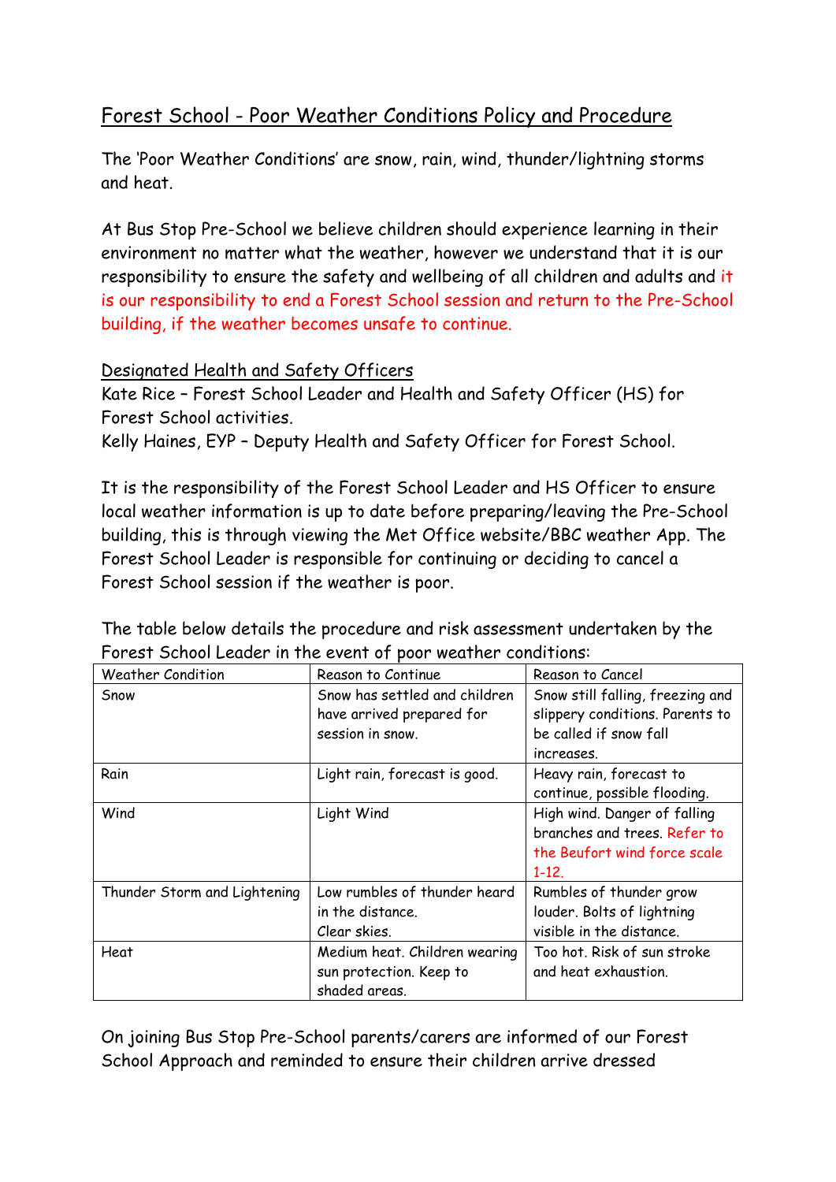# Forest School - Poor Weather Conditions Policy and Procedure

The 'Poor Weather Conditions' are snow, rain, wind, thunder/lightning storms and heat.

At Bus Stop Pre-School we believe children should experience learning in their environment no matter what the weather, however we understand that it is our responsibility to ensure the safety and wellbeing of all children and adults and it is our responsibility to end a Forest School session and return to the Pre-School building, if the weather becomes unsafe to continue.

## Designated Health and Safety Officers

Kate Rice – Forest School Leader and Health and Safety Officer (HS) for Forest School activities.
Kelly Haines, EYP – Deputy Health and Safety Officer for Forest School.

It is the responsibility of the Forest School Leader and HS Officer to ensure local weather information is up to date before preparing/leaving the Pre-School building, this is through viewing the Met Office website/BBC weather App. The Forest School Leader is responsible for continuing or deciding to cancel a Forest School session if the weather is poor.

The table below details the procedure and risk assessment undertaken by the Forest School Leader in the event of poor weather conditions:

| Weather Condition | Reason to Continue | Reason to Cancel |
| --- | --- | --- |
| Snow | Snow has settled and children have arrived prepared for session in snow. | Snow still falling, freezing and slippery conditions. Parents to be called if snow fall increases. |
| Rain | Light rain, forecast is good. | Heavy rain, forecast to continue, possible flooding. |
| Wind | Light Wind | High wind. Danger of falling branches and trees. Refer to the Beufort wind force scale 1-12. |
| Thunder Storm and Lightening | Low rumbles of thunder heard in the distance. Clear skies. | Rumbles of thunder grow louder. Bolts of lightning visible in the distance. |
| Heat | Medium heat. Children wearing sun protection. Keep to shaded areas. | Too hot. Risk of sun stroke and heat exhaustion. |

On joining Bus Stop Pre-School parents/carers are informed of our Forest School Approach and reminded to ensure their children arrive dressed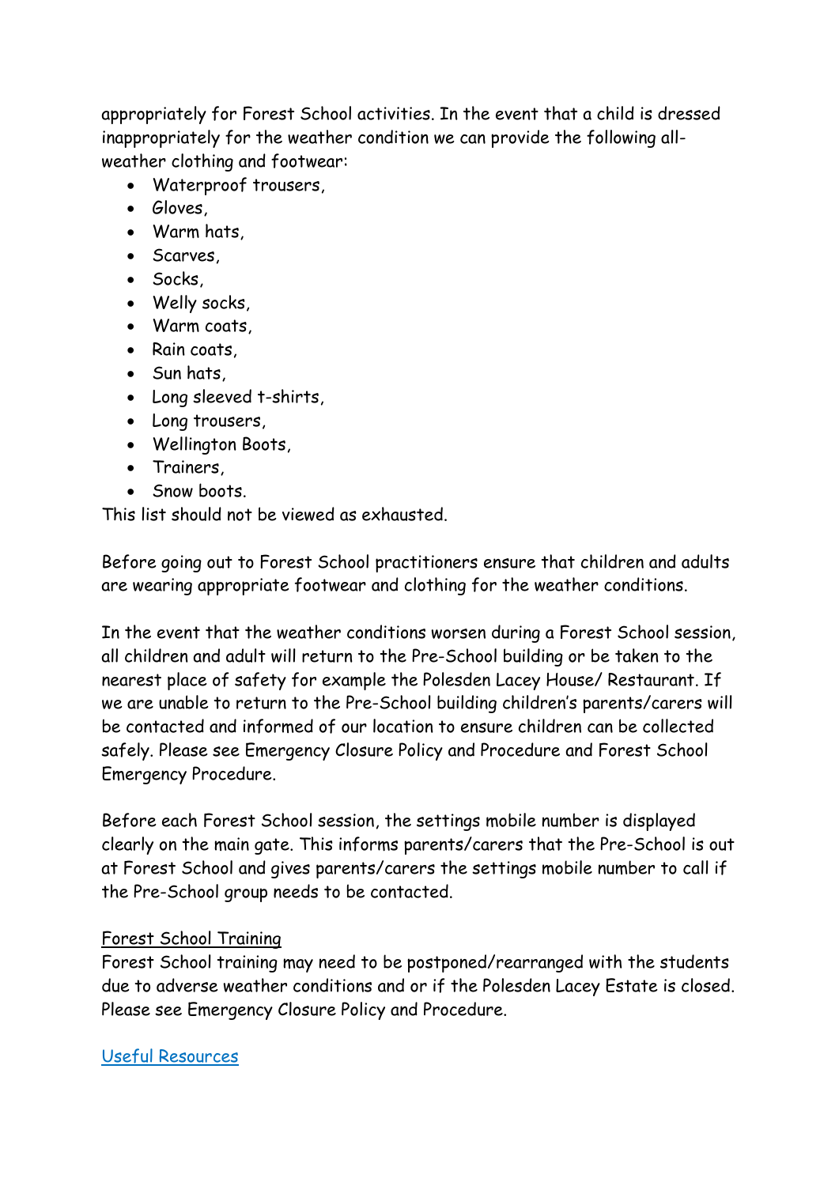appropriately for Forest School activities. In the event that a child is dressed inappropriately for the weather condition we can provide the following all-weather clothing and footwear:

- Waterproof trousers,
- Gloves,
- Warm hats,
- Scarves,
- Socks,
- Welly socks,
- Warm coats,
- Rain coats,
- Sun hats,
- Long sleeved t-shirts,
- Long trousers,
- Wellington Boots,
- Trainers,
- Snow boots.

This list should not be viewed as exhausted.

Before going out to Forest School practitioners ensure that children and adults are wearing appropriate footwear and clothing for the weather conditions.

In the event that the weather conditions worsen during a Forest School session, all children and adult will return to the Pre-School building or be taken to the nearest place of safety for example the Polesden Lacey House/ Restaurant. If we are unable to return to the Pre-School building children's parents/carers will be contacted and informed of our location to ensure children can be collected safely. Please see Emergency Closure Policy and Procedure and Forest School Emergency Procedure.

Before each Forest School session, the settings mobile number is displayed clearly on the main gate. This informs parents/carers that the Pre-School is out at Forest School and gives parents/carers the settings mobile number to call if the Pre-School group needs to be contacted.

<u>Forest School Training</u>

Forest School training may need to be postponed/rearranged with the students due to adverse weather conditions and or if the Polesden Lacey Estate is closed. Please see Emergency Closure Policy and Procedure.

<u>Useful Resources</u>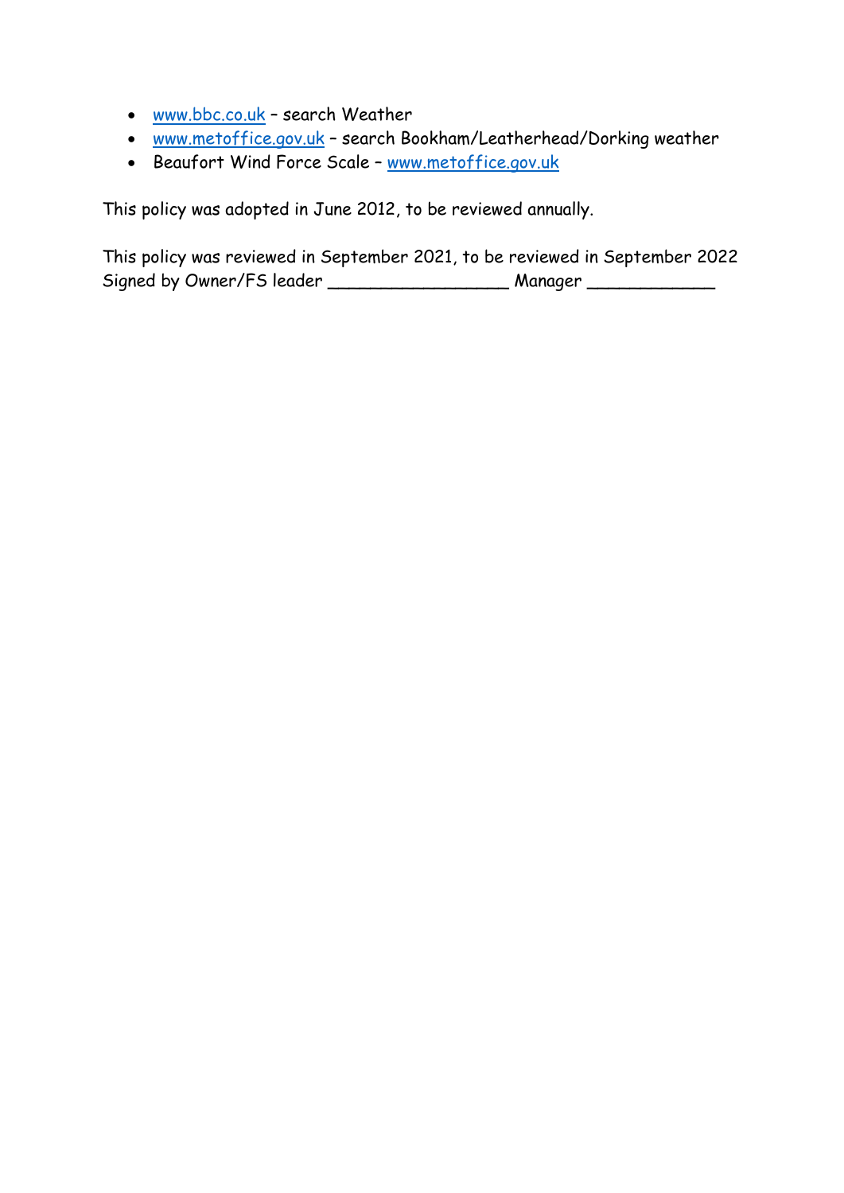- www.bbc.co.uk – search Weather
- www.metoffice.gov.uk – search Bookham/Leatherhead/Dorking weather
- Beaufort Wind Force Scale – www.metoffice.gov.uk

This policy was adopted in June 2012, to be reviewed annually.

This policy was reviewed in September 2021, to be reviewed in September 2022
Signed by Owner/FS leader _________________ Manager ____________